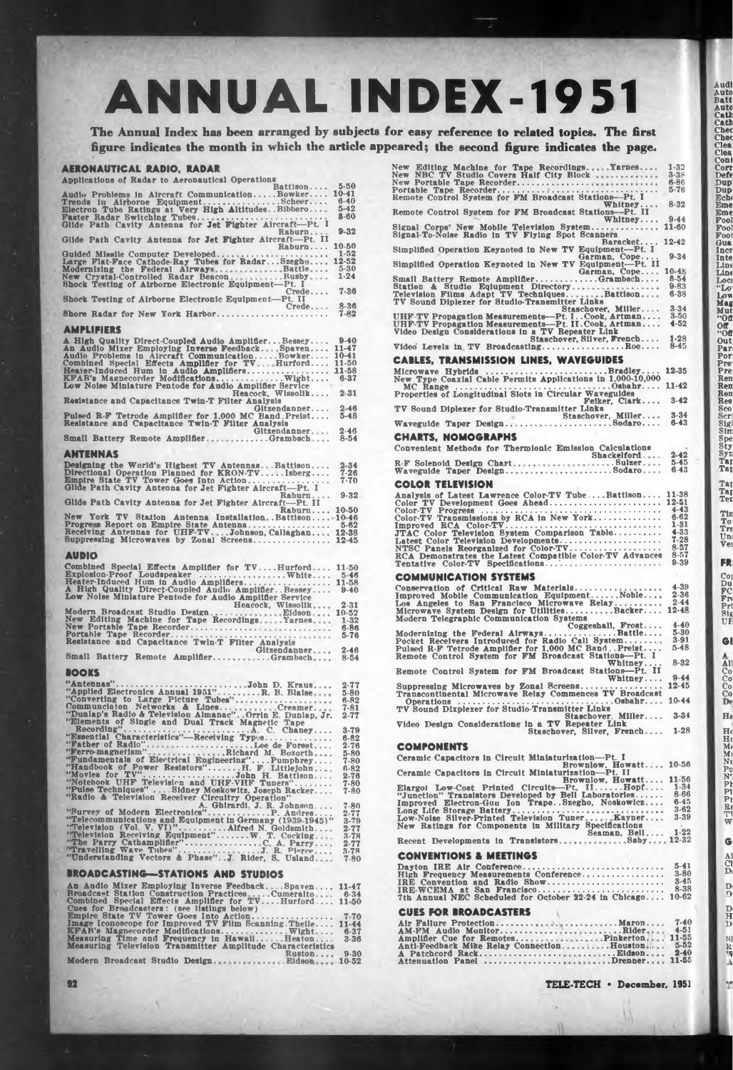# ANNUAL INDEX-1951

**The Annual Index has been arranged by subjects for easy reference to related topics. The first figure indicates the month in which the article appeared; the second figure indicates the page.**

## AERONAUTICAL RADIO, RADAR

- Applications of Radar to Aeronautical Operations ... Battison .... 5-50
- Audio Problems in Aircraft Communication ..... Bowker .... 10-41
- Trends in Airborne Equipment ............... Scheer .... 6-40
- Electron Tube Ratings at Very High Altitudes .. Bibbero .... 5-42
- Faster Radar Switching Tubes .......................... 8-60
- Glide Path Cavity Antenna for Jet Fighter Aircraft—Pt. I ... Raburn .... 9-32
- Glide Path Cavity Antenna for Jet Fighter Aircraft—Pt. II ... Raburn .... 10-50
- Guided Missile Computer Developed ........................ 1-52
- Large Flat-Face Cathode-Ray Tubes for Radar ... Szegho .... 12-52
- Modernizing the Federal Airways ............... Battle .... 5-30
- New Crystal-Controlled Radar Beacon ............ Busby .... 1-24
- Shock Testing of Airborne Electronic Equipment—Pt. I ... Crede .... 7-36
- Shock Testing of Airborne Electronic Equipment—Pt. II ... Crede .... 8-36
- Shore Radar for New York Harbor ......................... 7-82

## AMPLIFIERS

- A High Quality Direct-Coupled Audio Amplifier .. Bessey .... 9-40
- An Audio Mixer Employing Inverse Feedback .... Spaven .... 11-47
- Audio Problems in Aircraft Communication ..... Bowker .... 10-41
- Combined Special Effects Amplifier for TV .... Hurford .... 11-50
- Heater-Induced Hum in Audio Amplifiers .................. 11-58
- KFAB's Magnecorder Modifications ............... Wight .... 6-37
- Low Noise Miniature Pentode for Audio Amplifier Service ... Heacock, Wissolik .... 2-31
- Resistance and Capacitance Twin-T Filter Analysis ... Gitzendanner .... 2-46
- Pulsed R-F Tetrode Amplifier for 1,000 MC Band . Preist .... 5-48
- Resistance and Capacitance Twin-T Filter Analysis ... Gitzendanner .... 2-46
- Small Battery Remote Amplifier ............. Grambsch .... 8-54

## ANTENNAS

- Designing the World's Highest TV Antennas ... Battison .... 2-34
- Directional Operation Planned for KRON-TV ..... Isberg .... 7-26
- Empire State TV Tower Goes Into Action ................... 7-70
- Glide Path Cavity Antenna for Jet Fighter Aircraft—Pt. I ... Raburn .... 9-32
- Glide Path Cavity Antenna for Jet Fighter Aircraft—Pt. II ... Raburn .... 10-50
- New York TV Station Antenna Installation .. Battison .... 10-46
- Progress Report on Empire State Antenna ................. 5-62
- Receiving Antennas for UHF-TV .... Johnson, Callaghan .... 12-38
- Suppressing Microwaves by Zonal Screens ................. 12-45

## AUDIO

- Combined Special Effects Amplifier for TV .... Hurford .... 11-50
- Explosion-Proof Loudspeaker ................... White .... 5-46
- Heater-Induced Hum in Audio Amplifiers .................. 11-58
- A High Quality Direct-Coupled Audio Amplifier .. Bessey .... 9-40
- Low Noise Miniature Pentode for Audio Amplifier Service ... Heacock, Wissolik .... 2-31
- Modern Broadcast Studio Design ............... Eidson .... 10-52
- New Editing Machine for Tape Recordings ..... Yarnes .... 1-32
- New Portable Tape Recorder .............................. 6-86
- Portable Tape Recorder .................................. 5-76
- Resistance and Capacitance Twin-T Filter Analysis ... Gitzendanner .... 2-46
- Small Battery Remote Amplifier ............. Grambsch .... 8-54

## BOOKS

- "Antennas" ............................ John D. Kraus .... 2-77
- "Applied Electronics Annual 1951" .......... R. B. Blaise .... 5-80
- "Converting to Large Picture Tubes" ..................... 6-82
- Communication Networks & Lines ............ Creamer .... 7-81
- "Dunlap's Radio & Television Almanac" .. Orrin E. Dunlap, Jr. 2-77
- "Elements of Single and Dual Track Magnetic Tape Recording" ......................... A. C. Chaney .... 3-79
- "Essential Characteristics"—Receiving Types ............. 6-82
- "Father of Radio" ....................... Lee de Forest .... 2-76
- "Ferro-magnetism" ................ Richard M. Bozorth .... 5-80
- "Fundamentals of Electrical Engineering" .... Pumphrey .... 7-80
- "Handbook of Power Resistors" ........ H. F. Littlejohn .... 6-82
- "Movies for TV" ..................... John H. Battison .... 2-76
- "Notebook UHF Television and UHF-VHF Tuners" ........... 7-80
- "Pulse Techniques" .... Sidney Moskowitz, Joseph Racker .... 7-80
- "Radio & Television Receiver Circuitry Operation" ... A. Ghirardi, J. R. Johnson .... 7-80
- "Survey of Modern Electronics" .............. P. Andres .... 2-77
- "Telecommunications and Equipment in Germany (1939-1945)" 3-79
- "Television (Vol. V, VI)" ........... Alfred N. Goldsmith .... 2-77
- "Television Receiving Equipment" ....... W. T. Cocking .... 3-78
- "The Parry Cathamplifier" ............... C. A. Parry .... 2-77
- "Travelling Wave Tubes" ................. J. R. Pierce .... 3-78
- "Understanding Vectors & Phase" .. J. Rider, S. Usland .... 7-80

## BROADCASTING—STATIONS AND STUDIOS

- An Audio Mixer Employing Inverse Feedback .... Spaven .... 11-47
- Broadcast Station Construction Practices ..... Cumeralto .... 6-34
- Combined Special Effects Amplifier for TV .... Hurford .... 11-50
- Cues for Broadcasters: (see listings below)
- Empire State TV Tower Goes Into Action ................... 7-70
- Image Iconoscope for Improved TV Film Scanning . Theile .... 11-44
- KFAB's Magnecorder Modifications ............... Wight .... 6-37
- Measuring Time and Frequency in Hawaii ....... Heaton .... 3-36
- Measuring Television Transmitter Amplitude Characteristics ... Ruston .... 9-30
- Modern Broadcast Studio Design ............... Eidson .... 10-52
- New Editing Machine for Tape Recordings ..... Yarnes .... 1-32
- New NBC TV Studio Covers Half City Block ................ 3-38
- New Portable Tape Recorder .............................. 6-86
- Portable Tape Recorder .................................. 5-76
- Remote Control System for FM Broadcast Stations—Pt. I ... Whitney .... 8-32
- Remote Control System for FM Broadcast Stations—Pt. II ... Whitney .... 9-44
- Signal Corps' New Mobile Television System .............. 11-60
- Signal-To-Noise Radio in TV Flying Spot Scanners ... Baracket .... 12-42
- Simplified Operation Keynoted in New TV Equipment—Pt. I ... Garman, Cope .... 9-34
- Simplified Operation Keynoted in New TV Equipment—Pt. II ... Garman, Cope .... 10-48
- Small Battery Remote Amplifier ............. Grambsch .... 8-54
- Station & Studio Equipment Directory .................... 9-83
- Television Films Adapt TV Techniques ......... Battison .... 6-38
- TV Sound Diplexer for Studio-Transmitter Links ... Staschover, Miller .... 3-34
- UHF-TV Propagation Measurements—Pt. I .. Cook, Artman .... 3-50
- UHF-TV Propagation Measurements—Pt. II . Cook, Artman .... 4-52
- Video Design Considerations in a TV Repeater Link ... Staschover, Silver, French .... 1-28
- Video Levels in TV Broadcasting ................. Roe .... 8-45

## CABLES, TRANSMISSION LINES, WAVEGUIDES

- Microwave Hybrids ........................... Bradley .... 12-35
- New Type Coaxial Cable Permits Applications in 1,000-10,000 MC Range ........................... Osbahr .... 11-42
- Properties of Longitudinal Slots in Circular Waveguides ... Felker, Clark .... 3-42
- TV Sound Diplexer for Studio-Transmitter Links ... Staschover, Miller .... 3-34
- Waveguide Taper Design ........................ Sodaro .... 6-43

## CHARTS, NOMOGRAPHS

- Convenient Methods for Thermionic Emission Calculations ... Shackelford .... 2-42
- R-F Solenoid Design Chart ..................... Sulzer .... 5-45
- Waveguide Taper Design ........................ Sodaro .... 6-43

## COLOR TELEVISION

- Analysis of Latest Lawrence Color-TV Tube .... Battison .... 11-38
- Color TV Development Goes Ahead ......................... 12-51
- Color-TV Progress ....................................... 4-43
- Color-TV Transmissions by RCA in New York ............... 6-62
- Improved RCA Color-TV ................................... 1-31
- JTAC Color Television System Comparison Table ........... 4-33
- Latest Color Television Developments .................... 7-28
- NTSC Panels Reorganized for Color-TV .................... 8-57
- RCA Demonstrates the Latest Compatible Color-TV Advances 8-57
- Tentative Color-TV Specifications ....................... 9-39

## COMMUNICATION SYSTEMS

- Conservation of Critical Raw Materials .................. 4-39
- Improved Mobile Communication Equipment ...... Noble .... 2-36
- Los Angeles to San Francisco Microwave Relay ............ 2-44
- Microwave System Design for Utilities .......... Backer .... 12-48
- Modern Telegraphic Communication Systems ... Coggeshall, Frost .... 4-40
- Modernizing the Federal Airways ............... Battle .... 5-30
- Pocket Receivers Introduced for Radio Call System ....... 3-91
- Pulsed R-F Tetrode Amplifier for 1,000 MC Band . Preist .... 5-48
- Remote Control System for FM Broadcast Stations—Pt. I ... Whitney .... 8-32
- Remote Control System for FM Broadcast Stations—Pt. II ... Whitney .... 9-44
- Suppressing Microwaves by Zonal Screens ................. 12-45
- Transcontinental Microwave Relay Commences TV Broadcast Operations ............................. Osbahr .... 10-44
- TV Sound Diplexer for Studio-Transmitter Links ... Staschover, Miller .... 3-34
- Video Design Considerations in a TV Repeater Link ... Staschover, Silver, French .... 1-28

## COMPONENTS

- Ceramic Capacitors in Circuit Miniaturization—Pt. I ... Brownlow, Howatt .... 10-56
- Ceramic Capacitors in Circuit Miniaturization—Pt. II ... Brownlow, Howatt .... 11-56
- Elargol Low-Cost Printed Circuits—Pt. II ....... Hopf .... 1-34
- "Junction" Transistors Developed by Bell Laboratories ... 8-66
- Improved Electron-Gun Ion Traps .. Szegho, Noskowicz .... 6-45
- Long Life Storage Battery ............................... 3-62
- Low-Noise Silver-Printed Television Tuner ..... Kayner .... 3-39
- New Ratings for Components in Military Specifications ... Seaman, Bell .... 1-22
- Recent Developments in Transistors ............. Saby .... 12-32

## CONVENTIONS & MEETINGS

- Dayton IRE Air Conference ............................... 5-41
- High Frequency Measurements Conference .................. 3-80
- IRE Convention and Radio Show ........................... 3-45
- IRE-WCEMA at San Francisco .............................. 8-38
- 7th Annual NEC Scheduled for October 22-24 in Chicago .... 10-62

## CUES FOR BROADCASTERS

- Air Failure Protection ......................... Maron .... 7-40
- AM-FM Audio Monitor ............................ Rider .... 4-51
- Amplifier Cue for Remotes ................. Pinkerton .... 11-55
- Anti-Feedback Mike Relay Connection ......... Houston .... 5-52
- A Patchcord Rack .............................. Eidson .... 2-40
- Attenuation Panel ............................ Drenner .... 11-55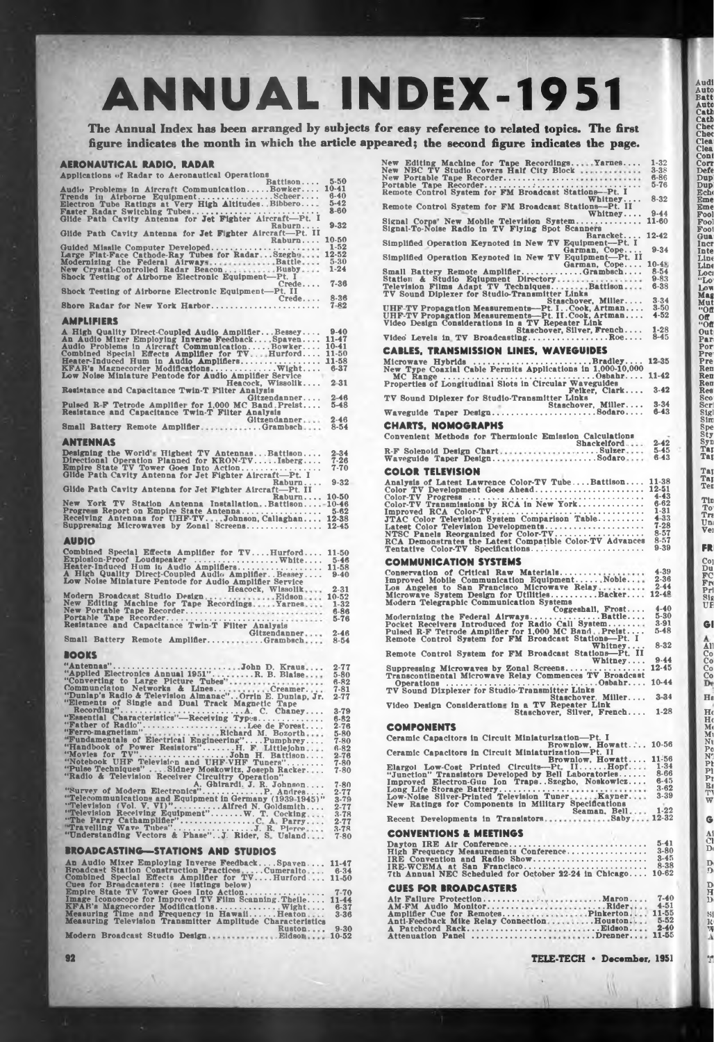# ANNUAL INDEX-1951

**The Annual Index has been arranged by subjects for easy reference to related topics. The first figure indicates the month in which the article appeared; the second figure indicates the page.**

## AERONAUTICAL RADIO, RADAR

Applications of Radar to Aeronautical Operations .... Battison .... 5-50
Audio Problems in Aircraft Communication .... Bowker .... 10-41
Trends in Airborne Equipment .... Scheer .... 6-40
Electron Tube Ratings at Very High Altitudes .. Bibbero .... 5-42
Faster Radar Switching Tubes .... 8-60
Glide Path Cavity Antenna for Jet Fighter Aircraft—Pt. I .... Raburn .... 9-32
Glide Path Cavity Antenna for Jet Fighter Aircraft—Pt. II .... Raburn .... 10-50
Guided Missile Computer Developed .... 1-52
Large Flat-Face Cathode-Ray Tubes for Radar ... Szegho .... 12-52
Modernizing the Federal Airways .... Battle .... 5-30
New Crystal-Controlled Radar Beacon .... Busby .... 1-24
Shock Testing of Airborne Electronic Equipment—Pt. I .... Crede .... 7-36
Shock Testing of Airborne Electronic Equipment—Pt. II .... Crede .... 8-36
Shore Radar for New York Harbor .... 7-82

## AMPLIFIERS

A High Quality Direct-Coupled Audio Amplifier ... Bessey .... 9-40
An Audio Mixer Employing Inverse Feedback .... Spaven .... 11-47
Audio Problems in Aircraft Communication .... Bowker .... 10-41
Combined Special Effects Amplifier for TV .... Hurford .... 11-50
Heater-Induced Hum in Audio Amplifiers .... 11-58
KFAR's Magnecorder Modifications .... Wight .... 6-37
Low Noise Miniature Pentode for Audio Amplifier Service .... Heacock, Wissolik .... 2-31
Resistance and Capacitance Twin-T Filter Analysis .... Gitzendanner .... 2-46
Pulsed R-F Tetrode Amplifier for 1,000 MC Band .Preist .... 5-48
Resistance and Capacitance Twin-T Filter Analysis .... Gitzendanner .... 2-46
Small Battery Remote Amplifier .... Grambsch .... 8-54

## ANTENNAS

Designing the World's Highest TV Antennas ... Battison .... 2-34
Directional Operation Planned for KRON-TV .... Isberg .... 7-26
Empire State TV Tower Goes Into Action .... 7-70
Glide Path Cavity Antenna for Jet Fighter Aircraft—Pt. I .... Raburn .... 9-32
Glide Path Cavity Antenna for Jet Fighter Aircraft—Pt. II .... Raburn .... 10-50
New York TV Station Antenna Installation .. Battison .... 10-46
Progress Report on Empire State Antenna .... 5-62
Receiving Antennas for UHF-TV .... Johnson, Callaghan .... 12-38
Suppressing Microwaves by Zonal Screens .... 12-45

## AUDIO

Combined Special Effects Amplifier for TV .... Hurford .... 11-50
Explosion-Proof Loudspeaker .... White .... 5-46
Heater-Induced Hum in Audio Amplifiers .... 11-58
A High Quality Direct-Coupled Audio Amplifier .. Bessey .... 9-40
Low Noise Miniature Pentode for Audio Amplifier Service .... Heacock, Wissolik .... 2-31
Modern Broadcast Studio Design .... Eidson .... 10-52
New Editing Machine for Tape Recordings .... Yarnes .... 1-32
New Portable Tape Recorder .... 6-86
Portable Tape Recorder .... 5-76
Resistance and Capacitance Twin-T Filter Analysis .... Gitzendanner .... 2-46
Small Battery Remote Amplifier .... Grambsch .... 8-54

## BOOKS

"Antennas" .... John D. Kraus .... 2-77
"Applied Electronics Annual 1951" .... R. B. Blaise .... 5-80
"Converting to Large Picture Tubes" .... 6-82
Communication Networks & Lines .... Creamer .... 7-81
"Dunlap's Radio & Television Almanac" .. Orrin E. Dunlap, Jr. .... 2-77
"Elements of Single and Dual Track Magnetic Tape Recording" .... A. C. Chaney .... 3-79
"Essential Characteristics"—Receiving Types .... 6-82
"Father of Radio" .... Lee de Forest .... 2-76
"Ferro-magnetism" .... Richard M. Bozorth .... 5-80
"Fundamentals of Electrical Engineering" .... Pumphrey .... 7-80
"Handbook of Power Resistors" .... H. F. Littlejohn .... 6-82
"Movies for TV" .... John H. Battison .... 2-76
"Notebook UHF Television and UHF-VHF Tuners" .... 7-80
"Pulse Techniques" .... Sidney Moskowitz, Joseph Racker .... 7-80
"Radio & Television Receiver Circuitry Operation" .... A. Ghirardi, J. R. Johnson .... 7-80
"Survey of Modern Electronics" .... P. Andres .... 2-77
"Telecommunications and Equipment in Germany (1939-1945)" .... 3-79
"Television (Vol. VI)" .... Alfred N. Goldsmith .... 2-77
"Television Receiving Equipment" .... W. T. Cocking .... 3-78
"The Parry Cathamplifier" .... C. A. Parry .... 2-77
"Travelling Wave Tubes" .... J. R. Pierce .... 3-78
"Understanding Vectors & Phase" .. J. Rider, S. Usland .... 7-80

## BROADCASTING—STATIONS AND STUDIOS

An Audio Mixer Employing Inverse Feedback .... Spaven .... 11-47
Broadcast Station Construction Practices .... Cumeralto .... 6-34
Combined Special Effects Amplifier for TV .... Hurford .... 11-50
Cues for Broadcasters: (see listings below)
Empire State TV Tower Goes Into Action .... 7-70
Image Iconoscope for Improved TV Film Scanning .Theile .... 11-44
KFAR's Magnecorder Modifications .... Wight .... 6-37
Measuring Time and Frequency in Hawaii .... Heaton .... 3-36
Measuring Television Transmitter Amplitude Characteristics .... Ruston .... 9-30
Modern Broadcast Studio Design .... Eidson .... 10-52
New Editing Machine for Tape Recordings .... Yarnes .... 1-32
New NBC TV Studio Covers Half City Block .... 3-38
New Portable Tape Recorder .... 6-86
Portable Tape Recorder .... 5-76
Remote Control System for FM Broadcast Stations—Pt. I .... Whitney .... 8-32
Remote Control System for FM Broadcast Stations—Pt. II .... Whitney .... 9-44
Signal Corps' New Mobile Television System .... 11-60
Signal-To-Noise Radio in TV Flying Spot Scanners .... Baracket .... 12-42
Simplified Operation Keynoted in New TV Equipment—Pt. I .... Garman, Cope .... 9-34
Simplified Operation Keynoted in New TV Equipment—Pt. II .... Garman, Cope .... 10-48
Small Battery Remote Amplifier .... Grambsch .... 8-54
Station & Studio Equipment Directory .... 9-83
Television Films Adapt TV Techniques .... Battison .... 6-38
TV Sound Diplexer for Studio-Transmitter Links .... Staschover, Miller .... 3-34
UHF-TV Propagation Measurements—Pt. I .. Cook, Artman .... 3-50
UHF-TV Propagation Measurements—Pt. II .Cook, Artman .... 4-52
Video Design Considerations in a TV Repeater Link .... Staschover, Silver, French .... 1-28
Video Levels in TV Broadcasting .... Roe .... 8-45

## CABLES, TRANSMISSION LINES, WAVEGUIDES

Microwave Hybrids .... Bradley .... 12-35
New Type Coaxial Cable Permits Applications in 1,000-10,000 MC Range .... Osbahr .... 11-42
Properties of Longitudinal Slots in Circular Waveguides .... Felker, Clark .... 3-42
TV Sound Diplexer for Studio-Transmitter Links .... Staschover, Miller .... 3-34
Waveguide Taper Design .... Sodaro .... 6-43

## CHARTS, NOMOGRAPHS

Convenient Methods for Thermionic Emission Calculations .... Shackelford .... 2-42
R-F Solenoid Design Chart .... Sulzer .... 5-45
Waveguide Taper Design .... Sodaro .... 6-43

## COLOR TELEVISION

Analysis of Latest Lawrence Color-TV Tube .... Battison .... 11-38
Color TV Development Goes Ahead .... 12-51
Color-TV Progress .... 4-43
Color-TV Transmissions by RCA in New York .... 6-62
Improved RCA Color-TV .... 1-31
JTAC Color Television System Comparison Table .... 4-33
Latest Color Television Developments .... 7-28
NTSC Panels Reorganized for Color-TV .... 8-57
RCA Demonstrates the Latest Compatible Color-TV Advances .... 8-57
Tentative Color-TV Specifications .... 9-39

## COMMUNICATION SYSTEMS

Conservation of Critical Raw Materials .... 4-39
Improved Mobile Communication Equipment .... Noble .... 2-36
Los Angeles to San Francisco Microwave Relay .... 2-44
Microwave System Design for Utilities .... Backer .... 12-48
Modern Telegraphic Communication Systems .... Coggeshall, Frost .... 4-40
Modernizing the Federal Airways .... Battle .... 5-30
Pocket Receivers Introduced for Radio Call System .... 3-91
Pulsed R-F Tetrode Amplifier for 1,000 MC Band .. Preist .... 5-48
Remote Control System for FM Broadcast Stations—Pt. I .... Whitney .... 8-32
Remote Control System for FM Broadcast Stations—Pt. II .... Whitney .... 9-44
Suppressing Microwaves by Zonal Screens .... 12-45
Transcontinental Microwave Relay Commences TV Broadcast Operations .... Osbahr .... 10-44
TV Sound Diplexer for Studio-Transmitter Links .... Staschover, Miller .... 3-34
Video Design Considerations in a TV Repeater Link .... Staschover, Silver, French .... 1-28

## COMPONENTS

Ceramic Capacitors in Circuit Miniaturization—Pt. I .... Brownlow, Howatt .... 10-56
Ceramic Capacitors in Circuit Miniaturization—Pt. II .... Brownlow, Howatt .... 11-56
Elargol Low-Cost Printed Circuits—Pt. II .... Hopf .... 1-34
"Junction" Transistors Developed by Bell Laboratories .... 8-66
Improved Electron-Gun Ion Traps .. Szegho, Noskowicz .... 6-45
Long Life Storage Battery .... 3-62
Low-Noise Silver-Printed Television Tuner .... Kayner .... 3-39
New Ratings for Components in Military Specifications .... Seaman, Bell .... 1-22
Recent Developments in Transistors .... Saby .... 12-32

## CONVENTIONS & MEETINGS

Dayton IRE Air Conference .... 5-41
High Frequency Measurements Conference .... 3-80
IRE Convention and Radio Show .... 3-45
IRE-WCEMA at San Francisco .... 8-38
7th Annual NEC Scheduled for October 22-24 in Chicago .... 10-62

## CUES FOR BROADCASTERS

Air Failure Protection .... Maron .... 7-40
AM-FM Audio Monitor .... Rider .... 4-51
Amplifier Cue for Remotes .... Pinkerton .... 11-55
Anti-Feedback Mike Relay Connection .... Houston .... 5-52
A Patchcord Rack .... Eidson .... 2-40
Attenuation Panel .... Drenner .... 11-55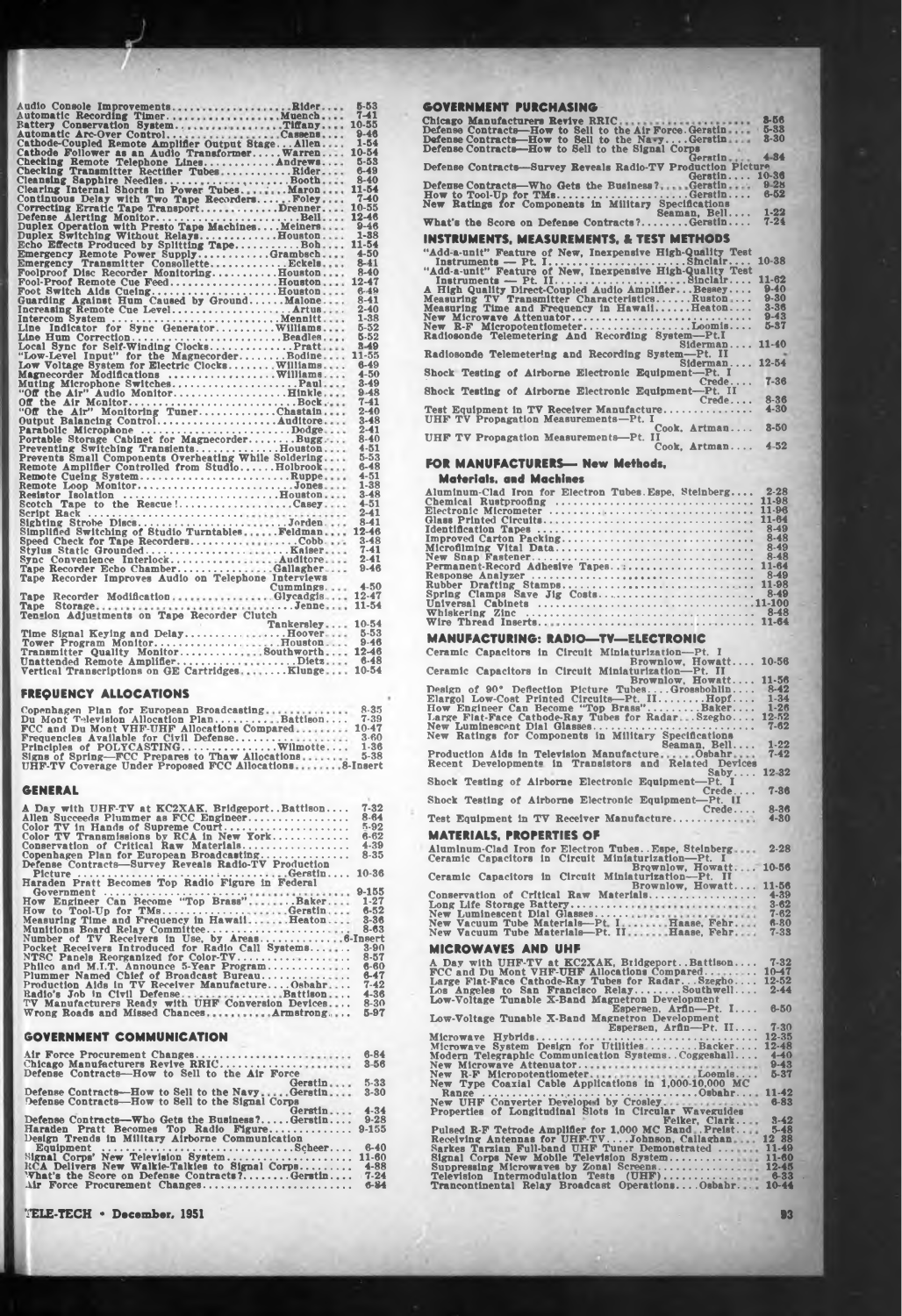Audio Console Improvements....................Rider.... 5-53
Automatic Recording Timer....................Muench.... 7-41
Battery Conservation System..................Tiffany.... 10-55
Automatic Arc-Over Control...................Cassens.... 9-46
Cathode-Coupled Remote Amplifier Output Stage....Allen.... 1-54
Cathode Follower as an Audio Transformer......Warren.... 10-54
Checking Remote Telephone Lines..............Andrews.... 5-53
Checking Transmitter Rectifier Tubes..........Rider.... 6-49
Cleansing Sapphire Needles....................Booth.... 8-40
Clearing Internal Shorts in Power Tubes........Maron.... 11-54
Continuous Delay with Two Tape Recorders.......Foley.... 7-40
Correcting Erratic Tape Transport..............Drenner.... 10-55
Defense Alerting Monitor......................Bell.... 12-46
Duplex Operation with Presto Tape Machines....Meiners.... 9-46
Duplex Switching Without Relays................Houston.... 1-38
Echo Effects Produced by Splitting Tape.........Bob.... 11-54
Emergency Remote Power Supply..................Grambsch.... 4-50
Emergency Transmitter Consollette..............Eckels.... 8-41
Foolproof Disc Recorder Monitoring.............Houston.... 8-40
Fool-Proof Remote Cue Feed.....................Houston.... 12-47
Foot Switch Aids Cueing.........................Houston.... 6-49
Guarding Against Hum Caused by Ground.......Malone.... 8-41
Increasing Remote Cue Level....................Artus.... 2-40
Intercom System ...............................Mennitt.... 1-38
Line Indicator for Sync Generator..............Williams.... 5-52
Line Hum Correction............................Beadles.... 5-52
Local Sync for Self-Winding Clocks.............Pratt.... 8-49
"Low-Level Input" for the Magnecorder..........Bodine.... 11-55
Low Voltage System for Electric Clocks.........Williams.... 6-49
Magnecorder Modifications .....................Williams.... 4-50
Muting Microphone Switches.....................Paul.... 3-49
"Off the Air" Audio Monitor....................Hinkle.... 9-48
Off the Air Monitor............................Bock.... 7-41
"Off the Air" Monitoring Tuner.................Chastain.... 2-40
Output Balancing Control.......................Auditore.... 3-48
Parabolic Microphone ..........................Dodge.... 2-41
Portable Storage Cabinet for Magnecorder.......Bugg.... 8-40
Preventing Switching Transients................Houston.... 4-51
Prevents Small Components Overheating While Soldering.... 5-53
Remote Amplifier Controlled from Studio.......Holbrook.... 6-48
Remote Cueing System...........................Ruppe.... 4-51
Remote Loop Monitor............................Jones.... 1-38
Resistor Isolation ............................Houston.... 3-48
Scotch Tape to the Rescue!.....................Casey.... 4-51
Script Rack ...................................... 2-41
Sighting Strobe Discs..........................Jorden.... 8-41
Simplified Switching of Studio Turntables......Feldman.... 12-46
Speed Check for Tape Recorders.................Cobb.... 3-48
Stylus Static Grounded.........................Kaiser.... 7-41
Sync Convenience Interlock.....................Auditore.... 2-41
Tape Recorder Echo Chamber.....................Gallagher.... 9-46
Tape Recorder Improves Audio on Telephone Interviews
Cummings.... 4-50
Tape Recorder Modification.....................Glycadgis.... 12-47
Tape Storage...................................Jenne.... 11-54
Tension Adjustments on Tape Recorder Clutch
Tankersley.... 10-54
Time Signal Keying and Delay...................Hoover.... 5-53
Tower Program Monitor..........................Houston.... 9-46
Transmitter Quality Monitor....................Southworth.... 12-46
Unattended Remote Amplifier....................Dietz.... 6-48
Vertical Transcriptions on GE Cartridges.......Klunge.... 10-54

## FREQUENCY ALLOCATIONS

Copenhagen Plan for European Broadcasting.............. 8-35
Du Mont Television Allocation Plan.............Battison.... 7-39
FCC and Du Mont VHF-UHF Allocations Compared......... 10-47
Frequencies Available for Civil Defense................ 3-60
Principles of POLYCASTING.....................Wilmotte.... 1-36
Signs of Spring—FCC Prepares to Thaw Allocations........ 5-38
UHF-TV Coverage Under Proposed FCC Allocations........8-Insert

## GENERAL

A Day with UHF-TV at KC2XAK, Bridgeport..Battison.... 7-32
Allen Succeeds Plummer as FCC Engineer................ 8-64
Color TV in Hands of Supreme Court..................... 5-92
Color TV Transmissions by RCA in New York.............. 6-62
Conservation of Critical Raw Materials................. 4-39
Copenhagen Plan for European Broadcasting.............. 8-35
Defense Contracts—Survey Reveals Radio-TV Production Picture ..................................Gerstin.... 10-36
Haraden Pratt Becomes Top Radio Figure in Federal Government ...................................... 9-155
How Engineer Can Become "Top Brass"...........Baker.... 1-27
How to Tool-Up for TMs........................Gerstin.... 6-52
Measuring Time and Frequency in Hawaii.........Heaton.... 3-36
Munitions Board Relay Committee........................ 8-63
Number of TV Receivers in Use, by Areas...............6-Insert
Pocket Receivers Introduced for Radio Call Systems...... 3-90
NTSC Panels Reorganized for Color-TV................... 8-57
Philco and M.I.T. Announce 5-Year Program............. 6-60
Plummer Named Chief of Broadcast Bureau................ 6-47
Production Aids in TV Receiver Manufacture.....Osbahr.... 7-42
Radio's Job in Civil Defense...................Battison.... 4-36
TV Manufacturers Ready with UHF Conversion Devices..... 8-30
Wrong Roads and Missed Chances.................Armstrong.... 5-97

## GOVERNMENT COMMUNICATION

Air Force Procurement Changes.......................... 6-84
Chicago Manufacturers Revive RRIC...................... 3-56
Defense Contracts—How to Sell to the Air Force
Gerstin.... 5-33
Defense Contracts—How to Sell to the Navy.....Gerstin.... 3-30
Defense Contracts—How to Sell to the Signal Corps
Gerstin.... 4-34
Defense Contracts—Who Gets the Business?.....Gerstin.... 9-28
Haraden Pratt Becomes Top Radio Figure................ 9-155
Design Trends in Military Airborne Communication Equipment .................................Scheer.... 6-40
Signal Corps' New Television System.................... 11-60
RCA Delivers New Walkie-Talkies to Signal Corps........ 4-88
What's the Score on Defense Contracts?.........Gerstin.... 7-24
Air Force Procurement Changes.......................... 6-84

## GOVERNMENT PURCHASING

Chicago Manufacturers Revive RRIC...................... 8-56
Defense Contracts—How to Sell to the Air Force.Gerstin.... 5-33
Defense Contracts—How to Sell to the Navy.....Gerstin.... 3-30
Defense Contracts—How to Sell to the Signal Corps
Gerstin.... 4-34
Defense Contracts—Survey Reveals Radio-TV Production Picture
Gerstin.... 10-36
Defense Contracts—Who Gets the Business?.....Gerstin.... 9-28
How to Tool-Up for TMs........................Gerstin.... 6-52
New Ratings for Components in Military Specifications
Seaman, Bell.... 1-22
What's the Score on Defense Contracts?.........Gerstin.... 7-24

## INSTRUMENTS, MEASUREMENTS, & TEST METHODS

"Add-a-unit" Feature of New, Inexpensive High-Quality Test Instruments — Pt. I.......................Sinclair.... 10-38
"Add-a-unit" Feature of New, Inexpensive High-Quality Test Instruments — Pt. II......................Sinclair.... 11-62
A High Quality Direct-Coupled Audio Amplifier...Bessey.... 9-40
Measuring TV Transmitter Characteristics.......Ruston.... 9-30
Measuring Time and Frequency in Hawaii.........Heaton.... 3-36
New Microwave Attenuator............................... 9-43
New R-F Micropotentiometer.....................Loomis.... 5-37
Radiosonde Telemetering And Recording System—Pt.I
Siderman.... 11-40
Radiosonde Telemetering and Recording System—Pt. II
Siderman.... 12-54
Shock Testing of Airborne Electronic Equipment—Pt. I
Crede.... 7-36
Shock Testing of Airborne Electronic Equipment—Pt. II
Crede.... 8-36
Test Equipment in TV Receiver Manufacture.............. 4-30
UHF TV Propagation Measurements—Pt. I
Cook, Artman.... 3-50
UHF TV Propagation Measurements—Pt. II
Cook, Artman.... 4-52

## FOR MANUFACTURERS— New Methods, Materials, and Machines

Aluminum-Clad Iron for Electron Tubes.Espe, Steinberg.... 2-28
Chemical Rustproofing ................................. 11-98
Electronic Micrometer ................................. 11-96
Glass Printed Circuits................................. 11-64
Identification Tapes .................................. 8-49
Improved Carton Packing................................ 8-48
Microfilming Vital Data................................ 8-49
New Snap Fastener...................................... 8-48
Permanent-Record Adhesive Tapes........................ 11-64
Response Analyzer ..................................... 8-49
Rubber Drafting Stamps................................. 11-98
Spring Clamps Save Jig Costs........................... 8-49
Universal Cabinets .................................... 11-100
Whiskering Zinc ....................................... 8-48
Wire Thread Inserts.................................... 11-64

## MANUFACTURING: RADIO—TV—ELECTRONIC

Ceramic Capacitors in Circuit Miniaturization—Pt. I
Brownlow, Howatt.... 10-56
Ceramic Capacitors in Circuit Miniaturization—Pt. II
Brownlow, Howatt.... 11-56
Design of 90° Deflection Picture Tubes.....Grossbohlin.... 8-42
Elargol Low-Cost Printed Circuits—Pt. II........Hopf.... 1-34
How Engineer Can Become "Top Brass"...........Baker.... 1-26
Large Flat-Face Cathode-Ray Tubes for Radar...Szegho.... 12-52
New Luminescent Dial Glasses........................... 7-62
New Ratings for Components in Military Specifications
Seaman, Bell.... 1-22
Production Aids in Television Manufacture......Osbahr.... 7-42
Recent Developments in Transistors and Related Devices
Saby.... 12-32
Shock Testing of Airborne Electronic Equipment—Pt. I
Crede.... 7-36
Shock Testing of Airborne Electronic Equipment—Pt. II
Crede.... 8-36
Test Equipment in TV Receiver Manufacture.............. 4-30

## MATERIALS, PROPERTIES OF

Aluminum-Clad Iron for Electron Tubes...Espe, Steinberg.... 2-28
Ceramic Capacitors in Circuit Miniaturization—Pt. I
Brownlow, Howatt.... 10-56
Ceramic Capacitors in Circuit Miniaturization—Pt. II
Brownlow, Howatt.... 11-56
Conservation of Critical Raw Materials................. 4-39
Long Life Storage Battery.............................. 3-62
New Luminescent Dial Glasses........................... 7-62
New Vacuum Tube Materials—Pt. I........Haase, Fehr.... 6-80
New Vacuum Tube Materials—Pt. II.......Haase, Fehr.... 7-33

## MICROWAVES AND UHF

A Day with UHF-TV at KC2XAK, Bridgeport..Battison.... 7-32
FCC and Du Mont VHF-UHF Allocations Compared........... 10-47
Large Flat-Face Cathode-Ray Tubes for Radar...Szegho.... 12-52
Los Angeles to San Francisco Relay...........Southwell.... 2-44
Low-Voltage Tunable X-Band Magnetron Development
Espersen, Arfin—Pt. I.... 6-50
Low-Voltage Tunable X-Band Magnetron Development
Espersen, Arfin—Pt. II.... 7-30
Microwave Hybrids...................................... 12-35
Microwave System Design for Utilities..........Backer.... 12-48
Modern Telegraphic Communication Systems..Coggeshall.... 4-40
New Microwave Attenuator............................... 9-43
New R-F Micropotentiometer.....................Loomis.... 5-37
New Type Coaxial Cable Applications in 1,000-10,000 MC Range ..................................Osbahr.... 11-42
New UHF Converter Developed by Crosley.................. 6-83
Properties of Longitudinal Slots in Circular Waveguides
Felker, Clark.... 3-42
Pulsed R-F Tetrode Amplifier for 1,000 MC Band...Preist.... 5-48
Receiving Antennas for UHF-TV.....Johnson, Callahan.... 12-38
Sarkes Tarzian Full-band UHF Tuner Demonstrated ....... 11-49
Signal Corps New Mobile Television System.............. 11-60
Suppressing Microwaves by Zonal Screens................ 12-45
Television Intermodulation Tests (UHF)................. 6-33
Trancontinental Relay Broadcast Operations....Osbahr.... 10-44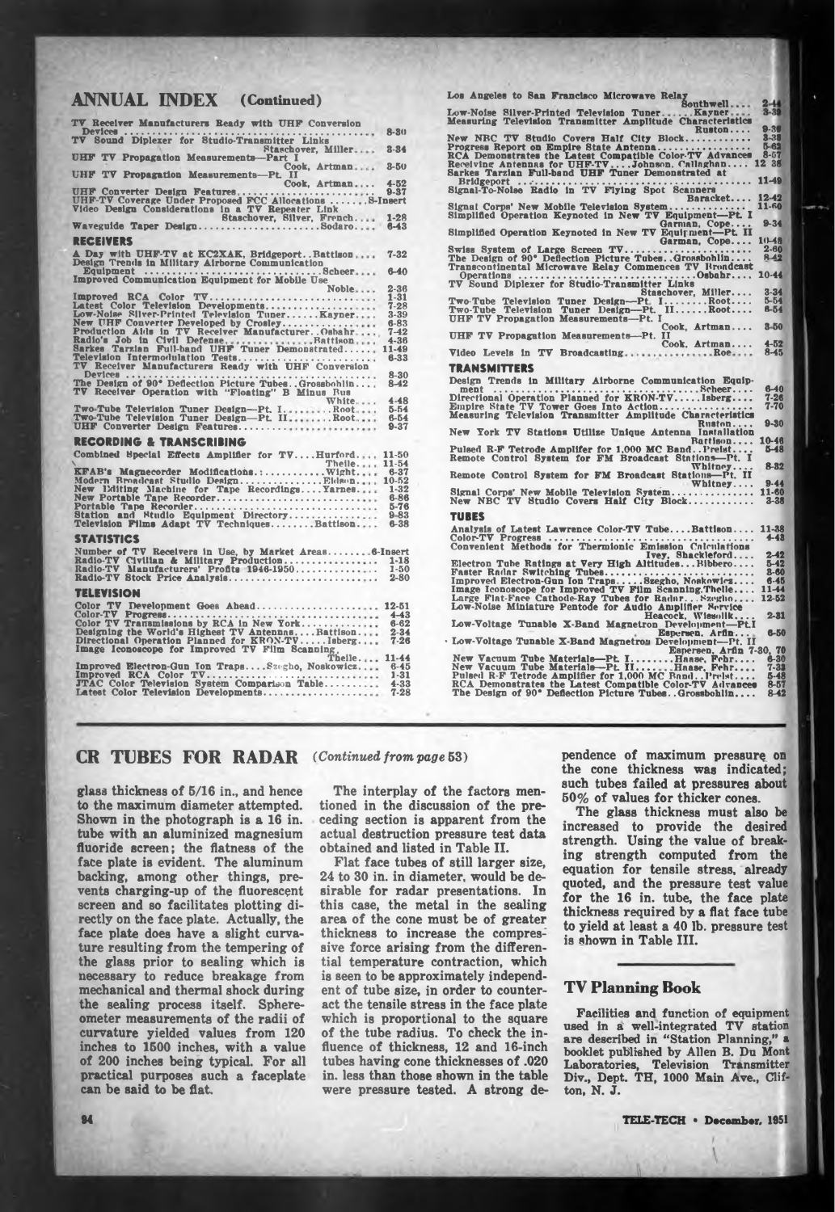## ANNUAL INDEX (Continued)

TV Receiver Manufacturers Ready with UHF Conversion Devices ... 8-30
TV Sound Diplexer for Studio-Transmitter Links ... Staschover, Miller ... 3-34
UHF TV Propagation Measurements—Part I ... Cook, Artman ... 3-50
UHF TV Propagation Measurements—Pt. II ... Cook, Artman ... 4-52
UHF Converter Design Features ... 9-37
UHF-TV Coverage Under Proposed FCC Allocations ... 8-Insert
Video Design Considerations in a TV Repeater Link ... Staschover, Silver, French ... 1-28
Waveguide Taper Design ... Sodaro ... 6-43

### RECEIVERS

A Day with UHF-TV at KC2XAK, Bridgeport .. Battison ... 7-32
Design Trends in Military Airborne Communication Equipment ... Scheer ... 6-40
Improved Communication Equipment for Mobile Use ... Noble ... 2-36
Improved RCA Color TV ... 1-31
Latest Color Television Developments ... 7-28
Low-Noise Silver-Printed Television Tuner ... Kayner ... 3-39
New UHF Converter Developed by Crosley ... 6-83
Production Aids in TV Receiver Manufacturer .. Osbahr ... 7-42
Radio's Job in Civil Defense ... Battison ... 4-36
Sarkes Tarzian Full-band UHF Tuner Demonstrated ... 11-49
Television Intermodulation Tests ... 6-33
TV Receiver Manufacturers Ready with UHF Conversion Devices ... 8-30
The Design of 90° Deflection Picture Tubes .. Grossbohlin ... 8-42
TV Receiver Operation with "Floating" B Minus Bus ... White ... 4-48
Two-Tube Television Tuner Design—Pt. I ... Root ... 5-54
Two-Tube Television Tuner Design—Pt. II ... Root ... 6-54
UHF Converter Design Features ... 9-37

### RECORDING & TRANSCRIBING

Combined Special Effects Amplifier for TV ... Hurford ... 11-50
Thelle ... 11-54
KFAB's Magnecorder Modifications ... Wight ... 6-37
Modern Broadcast Studio Design ... Eldson ... 10-52
New Editing Machine for Tape Recordings ... Yarnes ... 1-32
New Portable Tape Recorder ... 6-86
Portable Tape Recorder ... 5-76
Station and Studio Equipment Directory ... 9-83
Television Films Adapt TV Techniques ... Battison ... 6-38

### STATISTICS

Number of TV Receivers in Use, by Market Areas ... 6-Insert
Radio-TV Civilian & Military Production ... 1-18
Radio-TV Manufacturers' Profits 1946-1950 ... 1-50
Radio-TV Stock Price Analysis ... 2-80

### TELEVISION

Color TV Development Goes Ahead ... 12-51
Color-TV Progress ... 4-43
Color TV Transmissions by RCA in New York ... 6-62
Designing the World's Highest TV Antennas ... Battison ... 2-34
Directional Operation Planned for KRON-TV ... Isberg ... 7-26
Image Iconoscope for Improved TV Film Scanning ... Thelle ... 11-44
Improved Electron-Gun Ion Traps ... Szegho, Noskowicz ... 6-45
Improved RCA Color TV ... 1-31
JTAC Color Television System Comparison Table ... 4-33
Latest Color Television Developments ... 7-28
Los Angeles to San Francisco Microwave Relay ... Southwell ... 2-44
Low-Noise Silver-Printed Television Tuner ... Kayner ... 3-39
Measuring Television Transmitter Amplitude Characteristics ... Ruston ... 9-30
New NBC TV Studio Covers Half City Block ... 3-38
Progress Report on Empire State Antenna ... 5-63
RCA Demonstrates the Latest Compatible Color-TV Advances ... 8-57
Receiving Antennas for UHF-TV ... Johnson, Callaghan ... 12-38
Sarkes Tarzian Full-band UHF Tuner Demonstrated at Bridgeport ... 11-49
Signal-To-Noise Radio in TV Flying Spot Scanners ... Baracket ... 12-42
Signal Corps' New Mobile Television System ... 11-60
Simplified Operation Keynoted in New TV Equipment—Pt. I ... Garman, Cope ... 9-34
Simplified Operation Keynoted in New TV Equipment—Pt. II ... Garman, Cope ... 10-48
Swiss System of Large Screen TV ... 2-60
The Design of 90° Deflection Picture Tubes .. Grossbohlin ... 8-42
Transcontinental Microwave Relay Commences TV Broadcast Operations ... Osbahr ... 10-44
TV Sound Diplexer for Studio-Transmitter Links ... Staschover, Miller ... 3-34
Two-Tube Television Tuner Design—Pt. I ... Root ... 5-54
Two-Tube Television Tuner Design—Pt. II ... Root ... 6-54
UHF TV Propagation Measurements—Pt. I ... Cook, Artman ... 3-50
UHF TV Propagation Measurements—Pt. II ... Cook, Artman ... 4-52
Video Levels in TV Broadcasting ... Roe ... 8-45

### TRANSMITTERS

Design Trends in Military Airborne Communication Equipment ... Scheer ... 6-40
Directional Operation Planned for KRON-TV ... Isberg ... 7-26
Empire State TV Tower Goes Into Action ... 7-70
Measuring Television Transmitter Amplitude Characteristics ... Ruston ... 9-30
New York TV Stations Utilize Unique Antenna Installation ... Battison ... 10-46
Pulsed R-F Tetrode Amplifier for 1,000 MC Band .. Preist ... 5-48
Remote Control System for FM Broadcast Stations—Pt. I ... Whitney ... 8-32
Remote Control System for FM Broadcast Stations—Pt. II ... Whitney ... 9-44
Signal Corps' New Mobile Television System ... 11-60
New NBC TV Studio Covers Half City Block ... 3-38

### TUBES

Analysis of Latest Lawrence Color-TV Tube ... Battison ... 11-38
Color-TV Progress ... 4-43
Convenient Methods for Thermionic Emission Calculations ... Ivey, Shackleford ... 2-42
Electron Tube Ratings at Very High Altitudes ... Ribbero ... 5-42
Faster Radar Switching Tubes ... 3-60
Improved Electron-Gun Ion Traps ... Szegho, Noskowicz ... 6-45
Image Iconoscope for Improved TV Film Scanning .Thelle ... 11-44
Large Flat-Face Cathode-Ray Tubes for Radar ... Szegho ... 12-52
Low-Noise Miniature Pentode for Audio Amplifier Service ... Heacock, Wieselik ... 2-31
Low-Voltage Tunable X-Band Magnetron Development—Pt. I ... Espersen, Arfin ... 6-50
Low-Voltage Tunable X-Band Magnetron Development—Pt. II ... Espersen, Arfin 7-30, 70
New Vacuum Tube Materials—Pt. I ... Haase, Fehr ... 6-30
New Vacuum Tube Materials—Pt. II ... Haase, Fehr ... 7-33
Pulsed R-F Tetrode Amplifier for 1,000 MC Band .. Preist ... 5-48
RCA Demonstrates the Latest Compatible Color-TV Advances ... 8-57
The Design of 90° Deflection Picture Tubes .. Grossbohlin ... 8-42

## CR TUBES FOR RADAR *(Continued from page 53)*

glass thickness of 5/16 in., and hence to the maximum diameter attempted. Shown in the photograph is a 16 in. tube with an aluminized magnesium fluoride screen; the flatness of the face plate is evident. The aluminum backing, among other things, prevents charging-up of the fluorescent screen and so facilitates plotting directly on the face plate. Actually, the face plate does have a slight curvature resulting from the tempering of the glass prior to sealing which is necessary to reduce breakage from mechanical and thermal shock during the sealing process itself. Sphereometer measurements of the radii of curvature yielded values from 120 inches to 1500 inches, with a value of 200 inches being typical. For all practical purposes such a faceplate can be said to be flat.

The interplay of the factors mentioned in the discussion of the preceding section is apparent from the actual destruction pressure test data obtained and listed in Table II.

Flat face tubes of still larger size, 24 to 30 in. in diameter, would be desirable for radar presentations. In this case, the metal in the sealing area of the cone must be of greater thickness to increase the compressive force arising from the differential temperature contraction, which is seen to be approximately independent of tube size, in order to counteract the tensile stress in the face plate which is proportional to the square of the tube radius. To check the influence of thickness, 12 and 16-inch tubes having cone thicknesses of .020 in. less than those shown in the table were pressure tested. A strong dependence of maximum pressure on the cone thickness was indicated; such tubes failed at pressures about 50% of values for thicker cones.

The glass thickness must also be increased to provide the desired strength. Using the value of breaking strength computed from the equation for tensile stress, already quoted, and the pressure test value for the 16 in. tube, the face plate thickness required by a flat face tube to yield at least a 40 lb. pressure test is shown in Table III.

## TV Planning Book

Facilities and function of equipment used in a well-integrated TV station are described in "Station Planning," a booklet published by Allen B. Du Mont Laboratories, Television Transmitter Div., Dept. TH, 1000 Main Ave., Clifton, N. J.